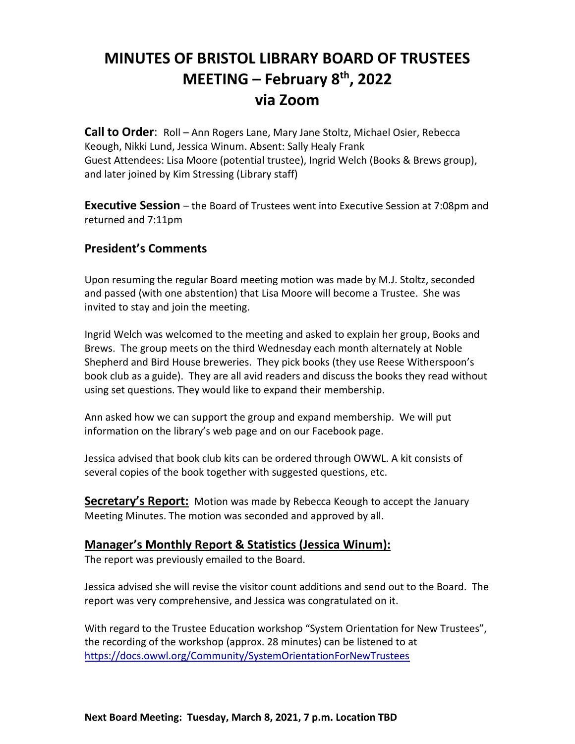# MINUTES OF BRISTOL LIBRARY BOARD OF TRUSTEES MEETING – February 8th, 2022 via Zoom

**Call to Order**: Roll – Ann Rogers Lane, Mary Jane Stoltz, Michael Osier, Rebecca Keough, Nikki Lund, Jessica Winum. Absent: Sally Healy Frank
Guest Attendees: Lisa Moore (potential trustee), Ingrid Welch (Books & Brews group), and later joined by Kim Stressing (Library staff)

**Executive Session** – the Board of Trustees went into Executive Session at 7:08pm and returned and 7:11pm

## President's Comments

Upon resuming the regular Board meeting motion was made by M.J. Stoltz, seconded and passed (with one abstention) that Lisa Moore will become a Trustee. She was invited to stay and join the meeting.

Ingrid Welch was welcomed to the meeting and asked to explain her group, Books and Brews. The group meets on the third Wednesday each month alternately at Noble Shepherd and Bird House breweries. They pick books (they use Reese Witherspoon's book club as a guide). They are all avid readers and discuss the books they read without using set questions. They would like to expand their membership.

Ann asked how we can support the group and expand membership. We will put information on the library's web page and on our Facebook page.

Jessica advised that book club kits can be ordered through OWWL. A kit consists of several copies of the book together with suggested questions, etc.

**Secretary's Report:** Motion was made by Rebecca Keough to accept the January Meeting Minutes. The motion was seconded and approved by all.

## Manager's Monthly Report & Statistics (Jessica Winum):

The report was previously emailed to the Board.

Jessica advised she will revise the visitor count additions and send out to the Board. The report was very comprehensive, and Jessica was congratulated on it.

With regard to the Trustee Education workshop "System Orientation for New Trustees", the recording of the workshop (approx. 28 minutes) can be listened to at https://docs.owwl.org/Community/SystemOrientationForNewTrustees

**Next Board Meeting: Tuesday, March 8, 2021, 7 p.m. Location TBD**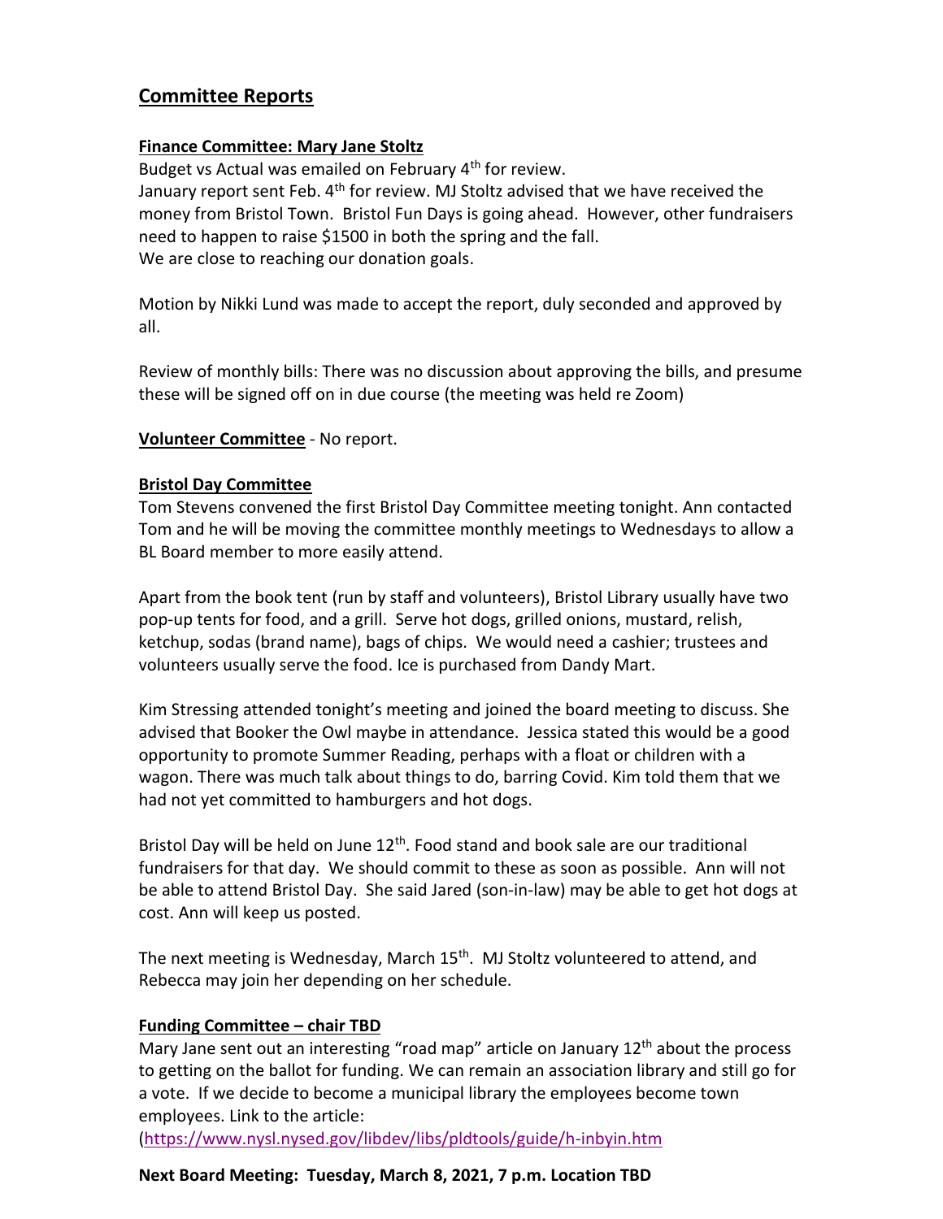## Committee Reports

**Finance Committee: Mary Jane Stoltz**

Budget vs Actual was emailed on February 4th for review.
January report sent Feb. 4th for review. MJ Stoltz advised that we have received the money from Bristol Town. Bristol Fun Days is going ahead. However, other fundraisers need to happen to raise $1500 in both the spring and the fall.
We are close to reaching our donation goals.

Motion by Nikki Lund was made to accept the report, duly seconded and approved by all.

Review of monthly bills: There was no discussion about approving the bills, and presume these will be signed off on in due course (the meeting was held re Zoom)

**Volunteer Committee** - No report.

**Bristol Day Committee**

Tom Stevens convened the first Bristol Day Committee meeting tonight. Ann contacted Tom and he will be moving the committee monthly meetings to Wednesdays to allow a BL Board member to more easily attend.

Apart from the book tent (run by staff and volunteers), Bristol Library usually have two pop-up tents for food, and a grill. Serve hot dogs, grilled onions, mustard, relish, ketchup, sodas (brand name), bags of chips. We would need a cashier; trustees and volunteers usually serve the food. Ice is purchased from Dandy Mart.

Kim Stressing attended tonight's meeting and joined the board meeting to discuss. She advised that Booker the Owl maybe in attendance. Jessica stated this would be a good opportunity to promote Summer Reading, perhaps with a float or children with a wagon. There was much talk about things to do, barring Covid. Kim told them that we had not yet committed to hamburgers and hot dogs.

Bristol Day will be held on June 12th. Food stand and book sale are our traditional fundraisers for that day. We should commit to these as soon as possible. Ann will not be able to attend Bristol Day. She said Jared (son-in-law) may be able to get hot dogs at cost. Ann will keep us posted.

The next meeting is Wednesday, March 15th. MJ Stoltz volunteered to attend, and Rebecca may join her depending on her schedule.

**Funding Committee – chair TBD**

Mary Jane sent out an interesting "road map" article on January 12th about the process to getting on the ballot for funding. We can remain an association library and still go for a vote. If we decide to become a municipal library the employees become town employees. Link to the article:
(https://www.nysl.nysed.gov/libdev/libs/pldtools/guide/h-inbyin.htm

**Next Board Meeting: Tuesday, March 8, 2021, 7 p.m. Location TBD**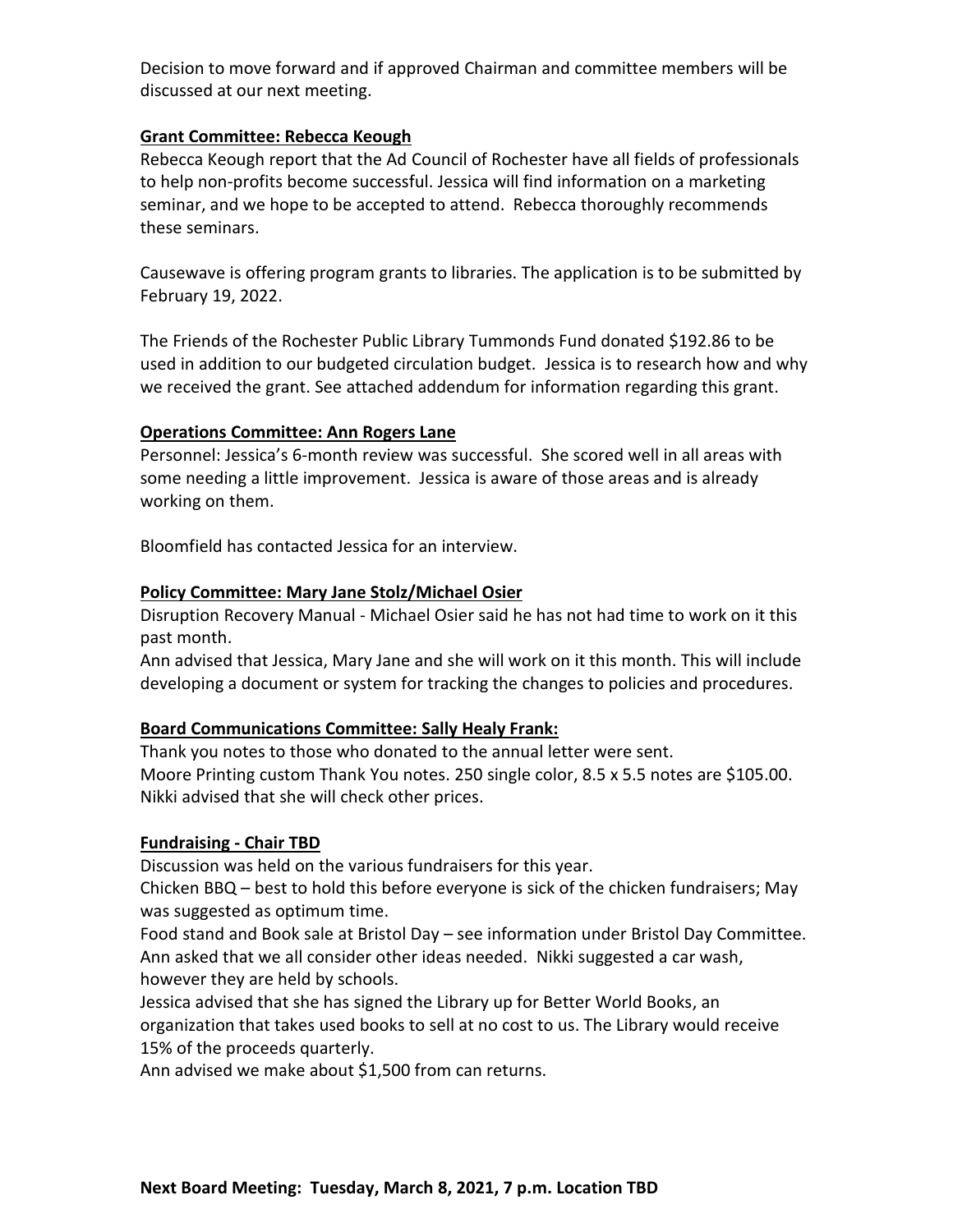Decision to move forward and if approved Chairman and committee members will be discussed at our next meeting.

**Grant Committee: Rebecca Keough**

Rebecca Keough report that the Ad Council of Rochester have all fields of professionals to help non-profits become successful. Jessica will find information on a marketing seminar, and we hope to be accepted to attend. Rebecca thoroughly recommends these seminars.

Causewave is offering program grants to libraries. The application is to be submitted by February 19, 2022.

The Friends of the Rochester Public Library Tummonds Fund donated $192.86 to be used in addition to our budgeted circulation budget. Jessica is to research how and why we received the grant. See attached addendum for information regarding this grant.

**Operations Committee: Ann Rogers Lane**

Personnel: Jessica's 6-month review was successful. She scored well in all areas with some needing a little improvement. Jessica is aware of those areas and is already working on them.

Bloomfield has contacted Jessica for an interview.

**Policy Committee: Mary Jane Stolz/Michael Osier**

Disruption Recovery Manual - Michael Osier said he has not had time to work on it this past month.
Ann advised that Jessica, Mary Jane and she will work on it this month. This will include developing a document or system for tracking the changes to policies and procedures.

**Board Communications Committee: Sally Healy Frank:**

Thank you notes to those who donated to the annual letter were sent.
Moore Printing custom Thank You notes. 250 single color, 8.5 x 5.5 notes are $105.00. Nikki advised that she will check other prices.

**Fundraising - Chair TBD**

Discussion was held on the various fundraisers for this year.
Chicken BBQ – best to hold this before everyone is sick of the chicken fundraisers; May was suggested as optimum time.
Food stand and Book sale at Bristol Day – see information under Bristol Day Committee.
Ann asked that we all consider other ideas needed. Nikki suggested a car wash, however they are held by schools.
Jessica advised that she has signed the Library up for Better World Books, an organization that takes used books to sell at no cost to us. The Library would receive 15% of the proceeds quarterly.
Ann advised we make about $1,500 from can returns.

**Next Board Meeting: Tuesday, March 8, 2021, 7 p.m. Location TBD**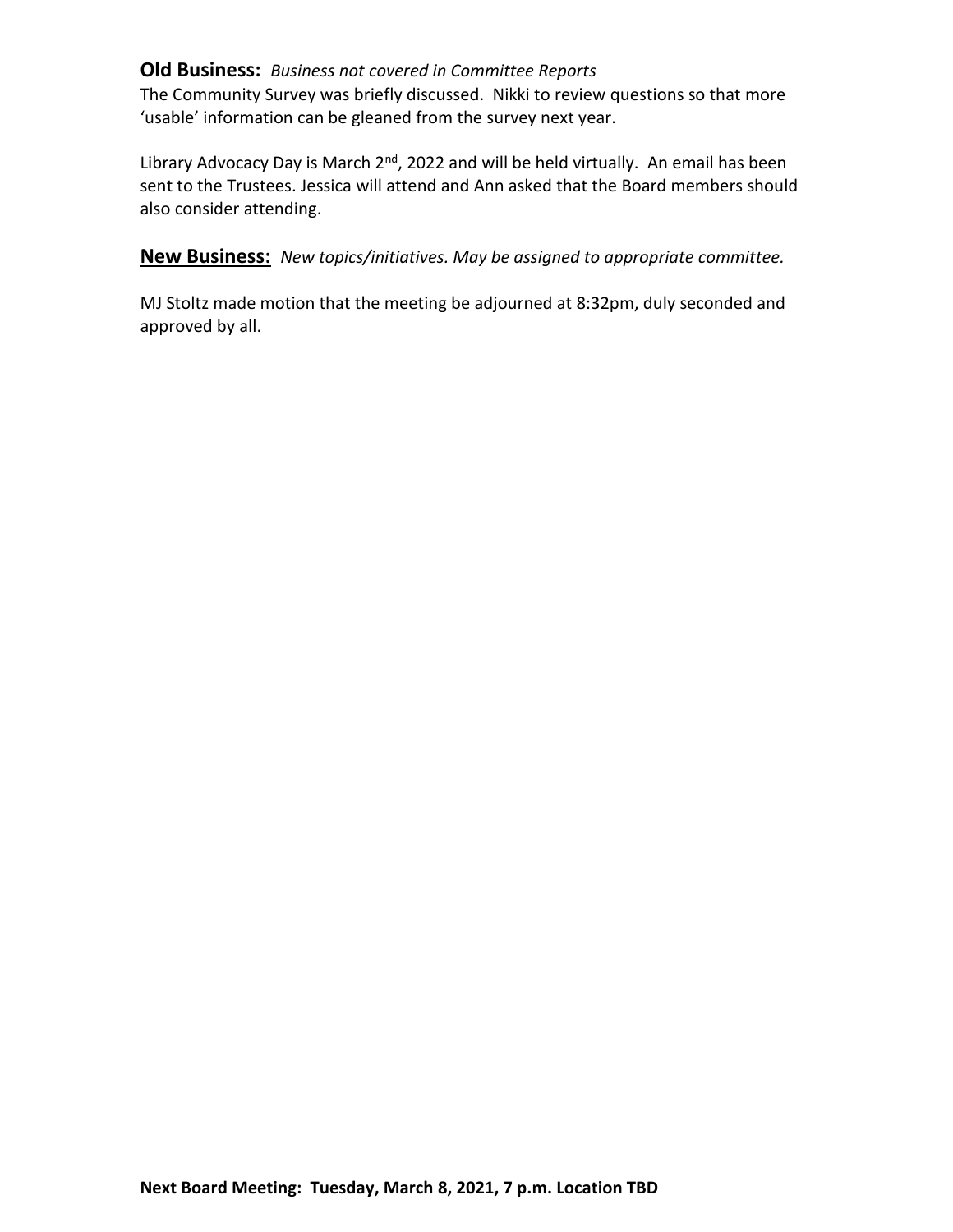**Old Business:** *Business not covered in Committee Reports*

The Community Survey was briefly discussed. Nikki to review questions so that more 'usable' information can be gleaned from the survey next year.

Library Advocacy Day is March 2nd, 2022 and will be held virtually. An email has been sent to the Trustees. Jessica will attend and Ann asked that the Board members should also consider attending.

**New Business:** *New topics/initiatives. May be assigned to appropriate committee.*

MJ Stoltz made motion that the meeting be adjourned at 8:32pm, duly seconded and approved by all.

**Next Board Meeting: Tuesday, March 8, 2021, 7 p.m. Location TBD**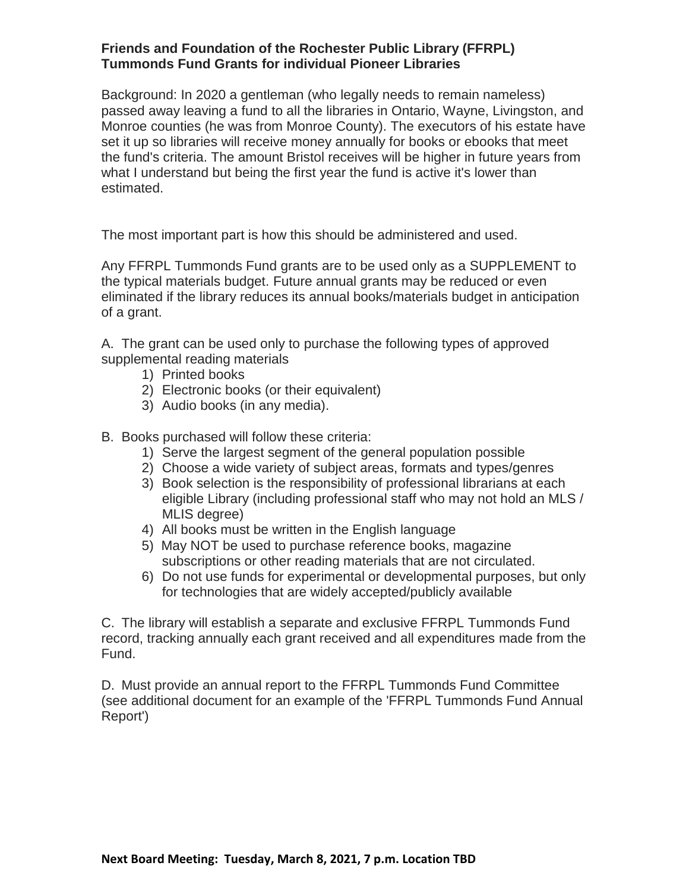**Friends and Foundation of the Rochester Public Library (FFRPL)**
**Tummonds Fund Grants for individual Pioneer Libraries**

Background: In 2020 a gentleman (who legally needs to remain nameless) passed away leaving a fund to all the libraries in Ontario, Wayne, Livingston, and Monroe counties (he was from Monroe County). The executors of his estate have set it up so libraries will receive money annually for books or ebooks that meet the fund's criteria. The amount Bristol receives will be higher in future years from what I understand but being the first year the fund is active it's lower than estimated.

The most important part is how this should be administered and used.

Any FFRPL Tummonds Fund grants are to be used only as a SUPPLEMENT to the typical materials budget. Future annual grants may be reduced or even eliminated if the library reduces its annual books/materials budget in anticipation of a grant.

A. The grant can be used only to purchase the following types of approved supplemental reading materials

1) Printed books
2) Electronic books (or their equivalent)
3) Audio books (in any media).

B. Books purchased will follow these criteria:

1) Serve the largest segment of the general population possible
2) Choose a wide variety of subject areas, formats and types/genres
3) Book selection is the responsibility of professional librarians at each eligible Library (including professional staff who may not hold an MLS / MLIS degree)
4) All books must be written in the English language
5) May NOT be used to purchase reference books, magazine subscriptions or other reading materials that are not circulated.
6) Do not use funds for experimental or developmental purposes, but only for technologies that are widely accepted/publicly available

C. The library will establish a separate and exclusive FFRPL Tummonds Fund record, tracking annually each grant received and all expenditures made from the Fund.

D. Must provide an annual report to the FFRPL Tummonds Fund Committee (see additional document for an example of the 'FFRPL Tummonds Fund Annual Report')

**Next Board Meeting: Tuesday, March 8, 2021, 7 p.m. Location TBD**